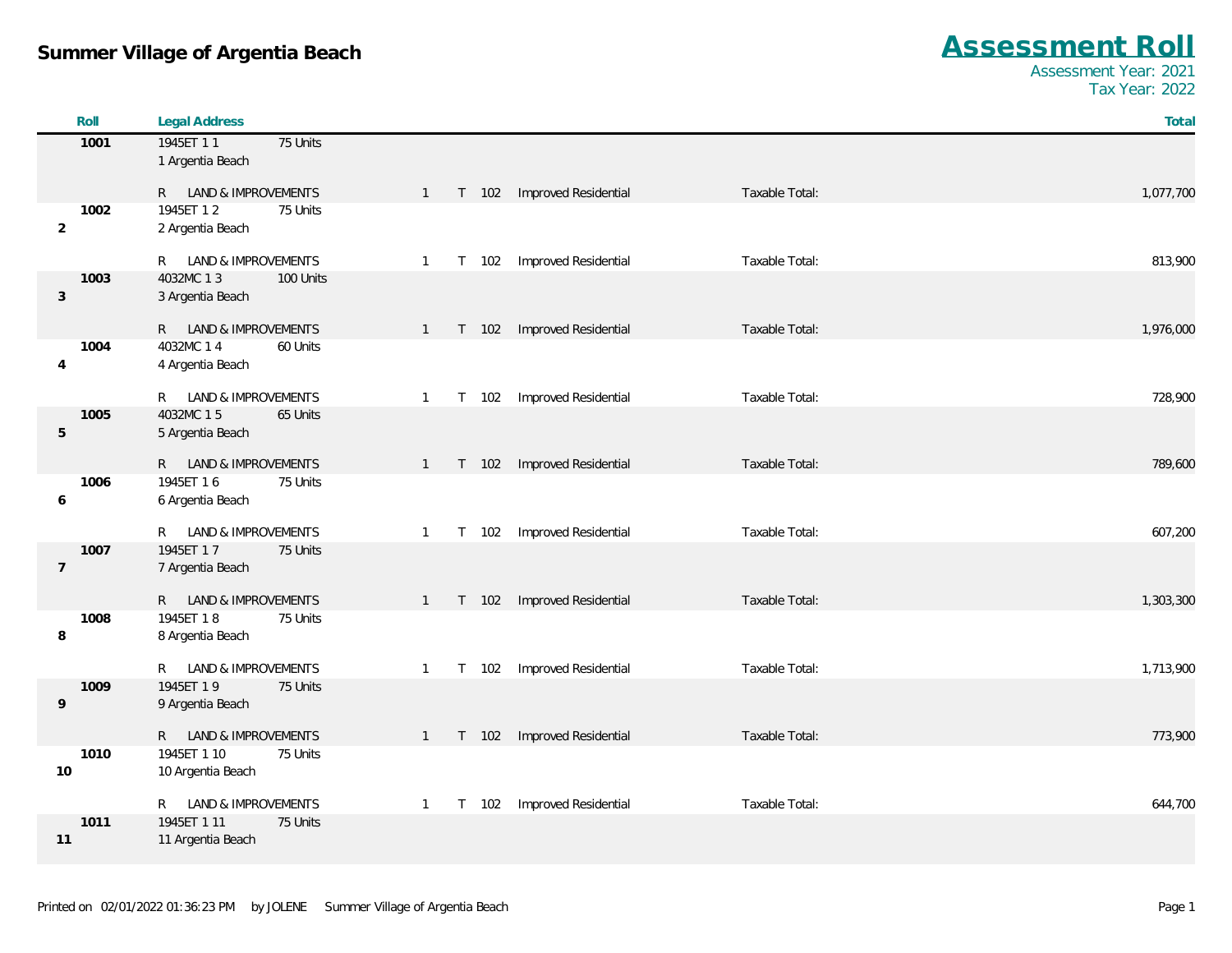# Summer Village of Argentia Beach

## Assessment Roll

Assessment Year: 2021
Tax Year: 2022

| | Roll | Legal Address | | | | | | | | Total |
|---|---|---|---|---|---|---|---|---|---|---|
| | 1001 | 1945ET 1 1<br>1 Argentia Beach | 75 Units | | | | | | | |
| | | R LAND & IMPROVEMENTS | | 1 | T | 102 | Improved Residential | Taxable Total: | | 1,077,700 |
| 2 | 1002 | 1945ET 1 2<br>2 Argentia Beach | 75 Units | | | | | | | |
| | | R LAND & IMPROVEMENTS | | 1 | T | 102 | Improved Residential | Taxable Total: | | 813,900 |
| 3 | 1003 | 4032MC 1 3<br>3 Argentia Beach | 100 Units | | | | | | | |
| | | R LAND & IMPROVEMENTS | | 1 | T | 102 | Improved Residential | Taxable Total: | | 1,976,000 |
| 4 | 1004 | 4032MC 1 4<br>4 Argentia Beach | 60 Units | | | | | | | |
| | | R LAND & IMPROVEMENTS | | 1 | T | 102 | Improved Residential | Taxable Total: | | 728,900 |
| 5 | 1005 | 4032MC 1 5<br>5 Argentia Beach | 65 Units | | | | | | | |
| | | R LAND & IMPROVEMENTS | | 1 | T | 102 | Improved Residential | Taxable Total: | | 789,600 |
| 6 | 1006 | 1945ET 1 6<br>6 Argentia Beach | 75 Units | | | | | | | |
| | | R LAND & IMPROVEMENTS | | 1 | T | 102 | Improved Residential | Taxable Total: | | 607,200 |
| 7 | 1007 | 1945ET 1 7<br>7 Argentia Beach | 75 Units | | | | | | | |
| | | R LAND & IMPROVEMENTS | | 1 | T | 102 | Improved Residential | Taxable Total: | | 1,303,300 |
| 8 | 1008 | 1945ET 1 8<br>8 Argentia Beach | 75 Units | | | | | | | |
| | | R LAND & IMPROVEMENTS | | 1 | T | 102 | Improved Residential | Taxable Total: | | 1,713,900 |
| 9 | 1009 | 1945ET 1 9<br>9 Argentia Beach | 75 Units | | | | | | | |
| | | R LAND & IMPROVEMENTS | | 1 | T | 102 | Improved Residential | Taxable Total: | | 773,900 |
| 10 | 1010 | 1945ET 1 10<br>10 Argentia Beach | 75 Units | | | | | | | |
| | | R LAND & IMPROVEMENTS | | 1 | T | 102 | Improved Residential | Taxable Total: | | 644,700 |
| 11 | 1011 | 1945ET 1 11<br>11 Argentia Beach | 75 Units | | | | | | | |

Printed on 02/01/2022 01:36:23 PM by JOLENE Summer Village of Argentia Beach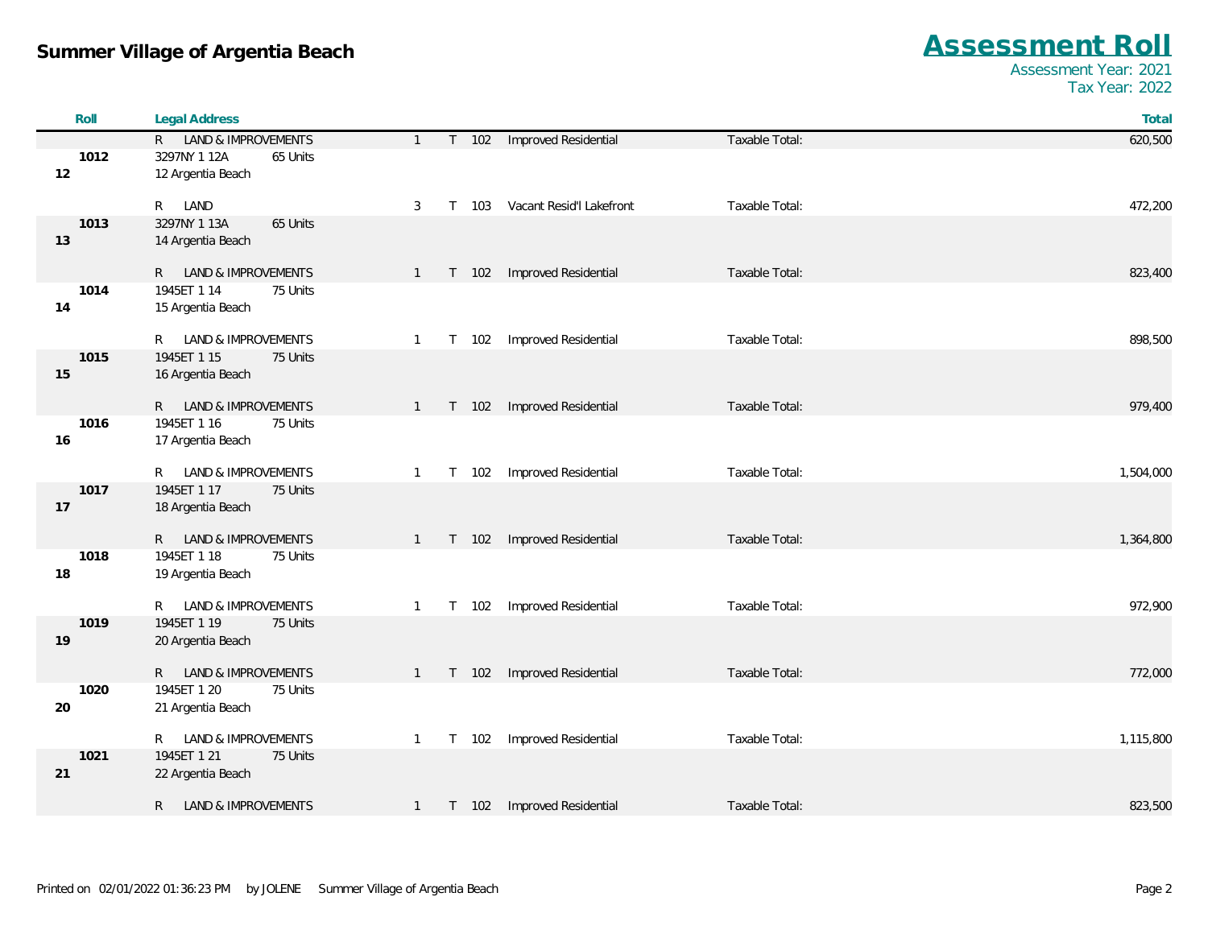| Roll | Legal Address | | | | | | | Total |
|---|---|---|---|---|---|---|---|---|
| | R LAND & IMPROVEMENTS | | 1 | T | 102 | Improved Residential | Taxable Total: | 620,500 |
| 1012<br>12 | 3297NY 1 12A<br>12 Argentia Beach | 65 Units | | | | | | |
| | R LAND | | 3 | T | 103 | Vacant Resid'l Lakefront | Taxable Total: | 472,200 |
| 1013<br>13 | 3297NY 1 13A<br>14 Argentia Beach | 65 Units | | | | | | |
| | R LAND & IMPROVEMENTS | | 1 | T | 102 | Improved Residential | Taxable Total: | 823,400 |
| 1014<br>14 | 1945ET 1 14<br>15 Argentia Beach | 75 Units | | | | | | |
| | R LAND & IMPROVEMENTS | | 1 | T | 102 | Improved Residential | Taxable Total: | 898,500 |
| 1015<br>15 | 1945ET 1 15<br>16 Argentia Beach | 75 Units | | | | | | |
| | R LAND & IMPROVEMENTS | | 1 | T | 102 | Improved Residential | Taxable Total: | 979,400 |
| 1016<br>16 | 1945ET 1 16<br>17 Argentia Beach | 75 Units | | | | | | |
| | R LAND & IMPROVEMENTS | | 1 | T | 102 | Improved Residential | Taxable Total: | 1,504,000 |
| 1017<br>17 | 1945ET 1 17<br>18 Argentia Beach | 75 Units | | | | | | |
| | R LAND & IMPROVEMENTS | | 1 | T | 102 | Improved Residential | Taxable Total: | 1,364,800 |
| 1018<br>18 | 1945ET 1 18<br>19 Argentia Beach | 75 Units | | | | | | |
| | R LAND & IMPROVEMENTS | | 1 | T | 102 | Improved Residential | Taxable Total: | 972,900 |
| 1019<br>19 | 1945ET 1 19<br>20 Argentia Beach | 75 Units | | | | | | |
| | R LAND & IMPROVEMENTS | | 1 | T | 102 | Improved Residential | Taxable Total: | 772,000 |
| 1020<br>20 | 1945ET 1 20<br>21 Argentia Beach | 75 Units | | | | | | |
| | R LAND & IMPROVEMENTS | | 1 | T | 102 | Improved Residential | Taxable Total: | 1,115,800 |
| 1021<br>21 | 1945ET 1 21<br>22 Argentia Beach | 75 Units | | | | | | |
| | R LAND & IMPROVEMENTS | | 1 | T | 102 | Improved Residential | Taxable Total: | 823,500 |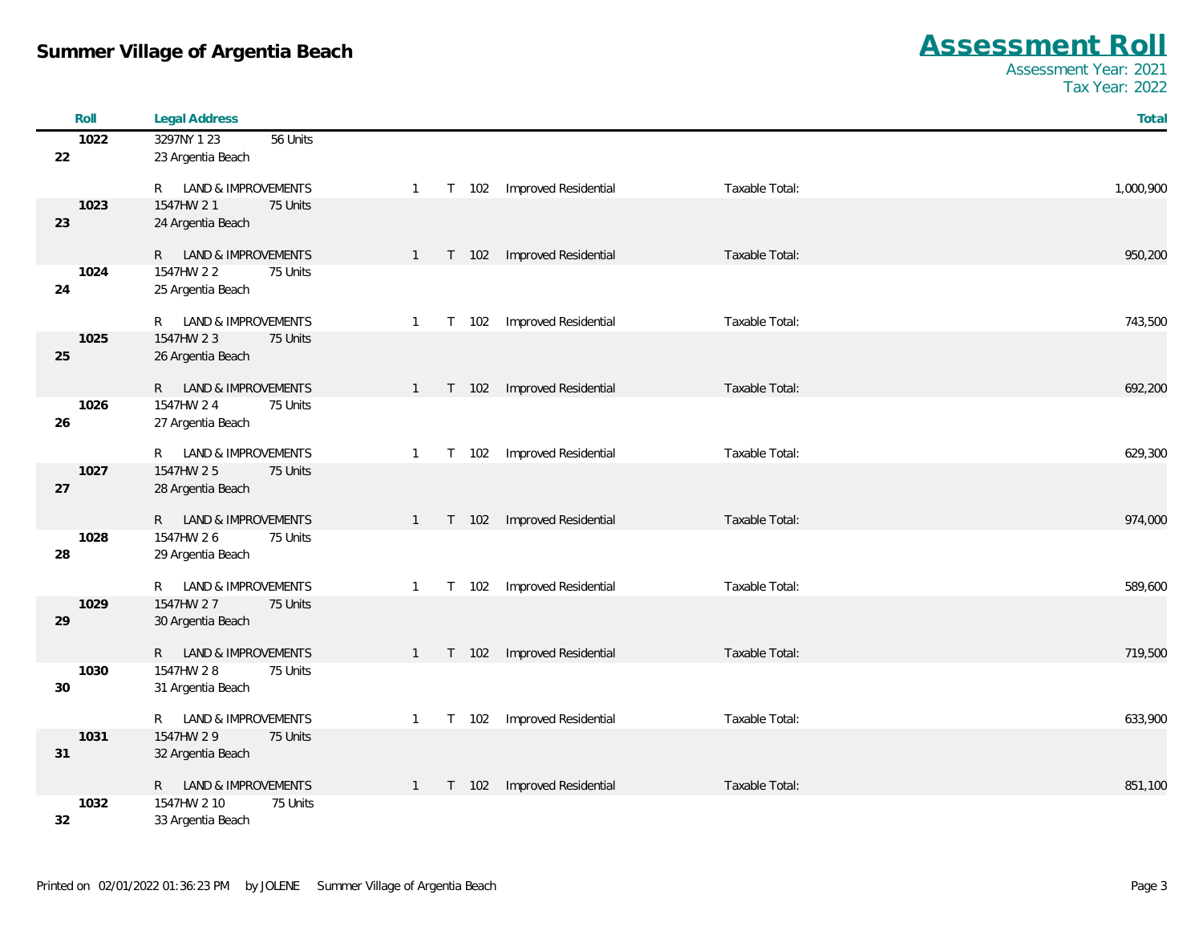**Summary Village of Argentia Beach**

# Assessment Roll

Assessment Year: 2021
Tax Year: 2022

| Roll | Legal Address | | | | | | | Total |
|---|---|---|---|---|---|---|---|---|
| 1022 / 22 | 3297NY 1 23 — 56 Units<br>23 Argentia Beach | | | | | | | |
| | R LAND & IMPROVEMENTS | 1 | T | 102 | Improved Residential | Taxable Total: | | 1,000,900 |
| 1023 / 23 | 1547HW 2 1 — 75 Units<br>24 Argentia Beach | | | | | | | |
| | R LAND & IMPROVEMENTS | 1 | T | 102 | Improved Residential | Taxable Total: | | 950,200 |
| 1024 / 24 | 1547HW 2 2 — 75 Units<br>25 Argentia Beach | | | | | | | |
| | R LAND & IMPROVEMENTS | 1 | T | 102 | Improved Residential | Taxable Total: | | 743,500 |
| 1025 / 25 | 1547HW 2 3 — 75 Units<br>26 Argentia Beach | | | | | | | |
| | R LAND & IMPROVEMENTS | 1 | T | 102 | Improved Residential | Taxable Total: | | 692,200 |
| 1026 / 26 | 1547HW 2 4 — 75 Units<br>27 Argentia Beach | | | | | | | |
| | R LAND & IMPROVEMENTS | 1 | T | 102 | Improved Residential | Taxable Total: | | 629,300 |
| 1027 / 27 | 1547HW 2 5 — 75 Units<br>28 Argentia Beach | | | | | | | |
| | R LAND & IMPROVEMENTS | 1 | T | 102 | Improved Residential | Taxable Total: | | 974,000 |
| 1028 / 28 | 1547HW 2 6 — 75 Units<br>29 Argentia Beach | | | | | | | |
| | R LAND & IMPROVEMENTS | 1 | T | 102 | Improved Residential | Taxable Total: | | 589,600 |
| 1029 / 29 | 1547HW 2 7 — 75 Units<br>30 Argentia Beach | | | | | | | |
| | R LAND & IMPROVEMENTS | 1 | T | 102 | Improved Residential | Taxable Total: | | 719,500 |
| 1030 / 30 | 1547HW 2 8 — 75 Units<br>31 Argentia Beach | | | | | | | |
| | R LAND & IMPROVEMENTS | 1 | T | 102 | Improved Residential | Taxable Total: | | 633,900 |
| 1031 / 31 | 1547HW 2 9 — 75 Units<br>32 Argentia Beach | | | | | | | |
| | R LAND & IMPROVEMENTS | 1 | T | 102 | Improved Residential | Taxable Total: | | 851,100 |
| 1032 / 32 | 1547HW 2 10 — 75 Units<br>33 Argentia Beach | | | | | | | |

Printed on 02/01/2022 01:36:23 PM by JOLENE Summer Village of Argentia Beach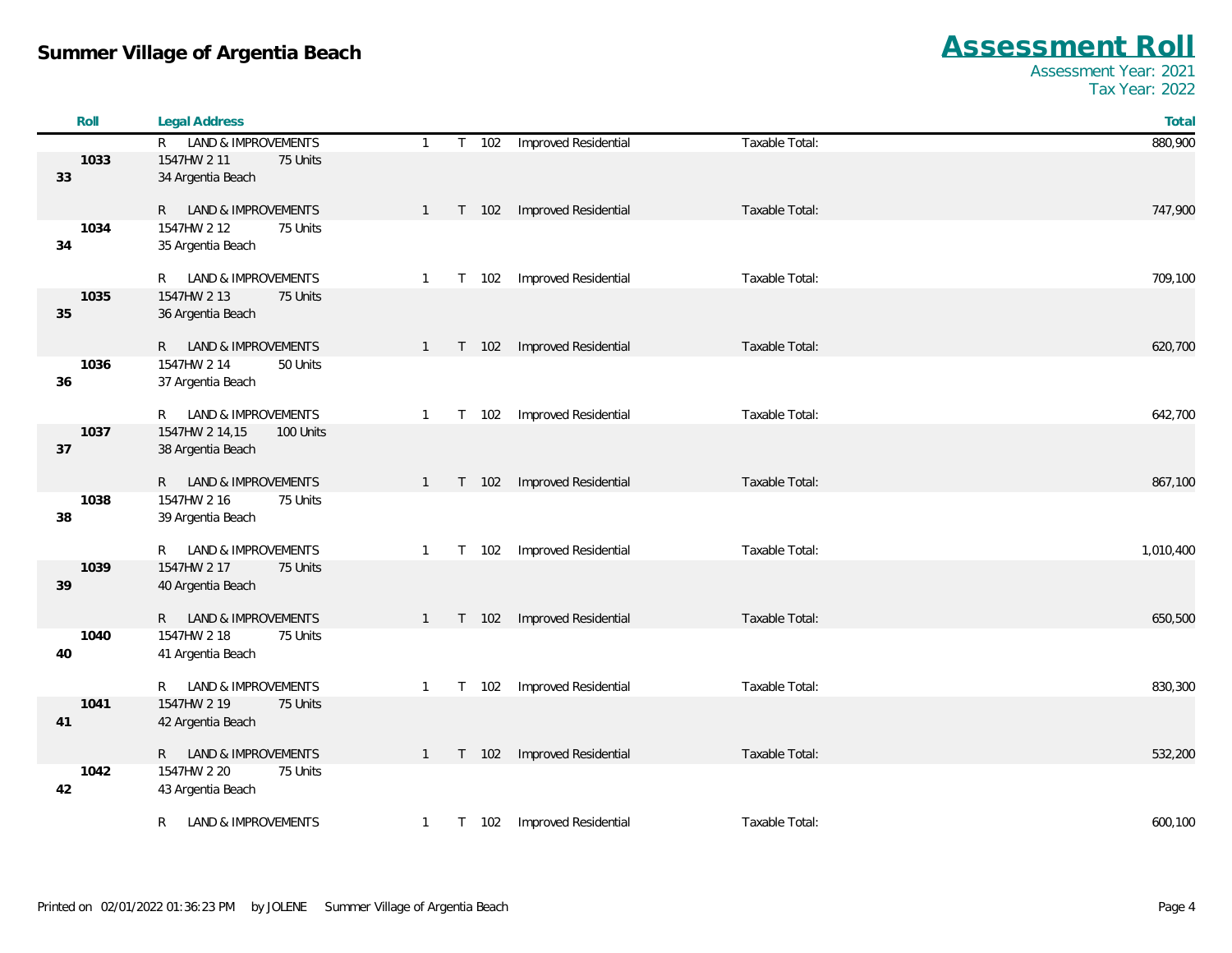# Summer Village of Argentia Beach

## Assessment Roll

Assessment Year: 2021
Tax Year: 2022

| Roll | Legal Address | | | | | | Total |
|---|---|---|---|---|---|---|---|
| | R LAND & IMPROVEMENTS | 1 | T | 102 | Improved Residential | Taxable Total: | 880,900 |
| 1033<br>33 | 1547HW 2 11 75 Units<br>34 Argentia Beach | | | | | | |
| | R LAND & IMPROVEMENTS | 1 | T | 102 | Improved Residential | Taxable Total: | 747,900 |
| 1034<br>34 | 1547HW 2 12 75 Units<br>35 Argentia Beach | | | | | | |
| | R LAND & IMPROVEMENTS | 1 | T | 102 | Improved Residential | Taxable Total: | 709,100 |
| 1035<br>35 | 1547HW 2 13 75 Units<br>36 Argentia Beach | | | | | | |
| | R LAND & IMPROVEMENTS | 1 | T | 102 | Improved Residential | Taxable Total: | 620,700 |
| 1036<br>36 | 1547HW 2 14 50 Units<br>37 Argentia Beach | | | | | | |
| | R LAND & IMPROVEMENTS | 1 | T | 102 | Improved Residential | Taxable Total: | 642,700 |
| 1037<br>37 | 1547HW 2 14,15 100 Units<br>38 Argentia Beach | | | | | | |
| | R LAND & IMPROVEMENTS | 1 | T | 102 | Improved Residential | Taxable Total: | 867,100 |
| 1038<br>38 | 1547HW 2 16 75 Units<br>39 Argentia Beach | | | | | | |
| | R LAND & IMPROVEMENTS | 1 | T | 102 | Improved Residential | Taxable Total: | 1,010,400 |
| 1039<br>39 | 1547HW 2 17 75 Units<br>40 Argentia Beach | | | | | | |
| | R LAND & IMPROVEMENTS | 1 | T | 102 | Improved Residential | Taxable Total: | 650,500 |
| 1040<br>40 | 1547HW 2 18 75 Units<br>41 Argentia Beach | | | | | | |
| | R LAND & IMPROVEMENTS | 1 | T | 102 | Improved Residential | Taxable Total: | 830,300 |
| 1041<br>41 | 1547HW 2 19 75 Units<br>42 Argentia Beach | | | | | | |
| | R LAND & IMPROVEMENTS | 1 | T | 102 | Improved Residential | Taxable Total: | 532,200 |
| 1042<br>42 | 1547HW 2 20 75 Units<br>43 Argentia Beach | | | | | | |
| | R LAND & IMPROVEMENTS | 1 | T | 102 | Improved Residential | Taxable Total: | 600,100 |

Printed on 02/01/2022 01:36:23 PM by JOLENE Summer Village of Argentia Beach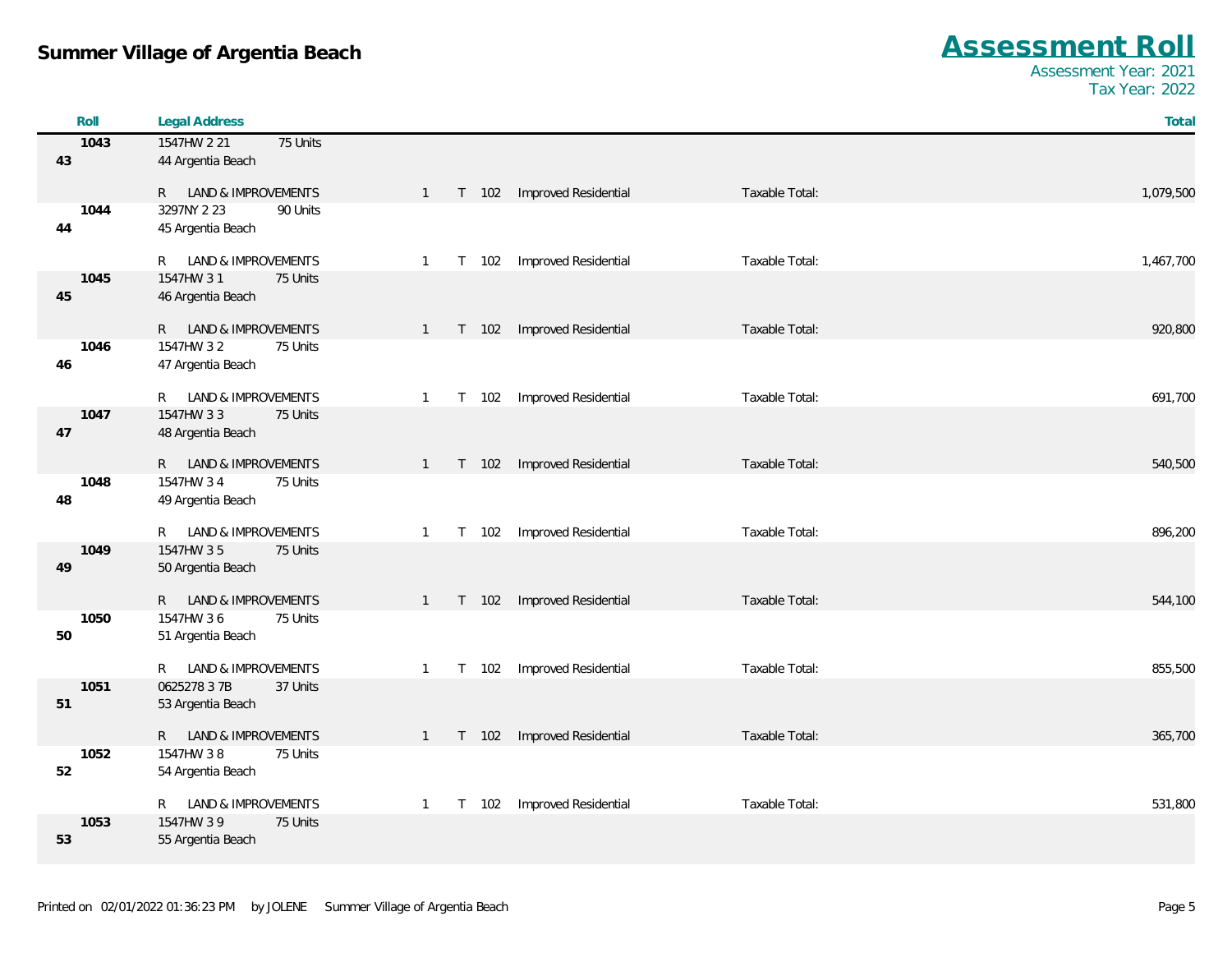**Summer Village of Argentia Beach**

# Assessment Roll

Assessment Year: 2021
Tax Year: 2022

| Roll | Legal Address | | | | | | | | Total |
|---|---|---|---|---|---|---|---|---|---|
| 1043 / 43 | 1547HW 2 21, 44 Argentia Beach | 75 Units | | | | | | | |
| | R LAND & IMPROVEMENTS | | 1 | T | 102 | Improved Residential | Taxable Total: | | 1,079,500 |
| 1044 / 44 | 3297NY 2 23, 45 Argentia Beach | 90 Units | | | | | | | |
| | R LAND & IMPROVEMENTS | | 1 | T | 102 | Improved Residential | Taxable Total: | | 1,467,700 |
| 1045 / 45 | 1547HW 3 1, 46 Argentia Beach | 75 Units | | | | | | | |
| | R LAND & IMPROVEMENTS | | 1 | T | 102 | Improved Residential | Taxable Total: | | 920,800 |
| 1046 / 46 | 1547HW 3 2, 47 Argentia Beach | 75 Units | | | | | | | |
| | R LAND & IMPROVEMENTS | | 1 | T | 102 | Improved Residential | Taxable Total: | | 691,700 |
| 1047 / 47 | 1547HW 3 3, 48 Argentia Beach | 75 Units | | | | | | | |
| | R LAND & IMPROVEMENTS | | 1 | T | 102 | Improved Residential | Taxable Total: | | 540,500 |
| 1048 / 48 | 1547HW 3 4, 49 Argentia Beach | 75 Units | | | | | | | |
| | R LAND & IMPROVEMENTS | | 1 | T | 102 | Improved Residential | Taxable Total: | | 896,200 |
| 1049 / 49 | 1547HW 3 5, 50 Argentia Beach | 75 Units | | | | | | | |
| | R LAND & IMPROVEMENTS | | 1 | T | 102 | Improved Residential | Taxable Total: | | 544,100 |
| 1050 / 50 | 1547HW 3 6, 51 Argentia Beach | 75 Units | | | | | | | |
| | R LAND & IMPROVEMENTS | | 1 | T | 102 | Improved Residential | Taxable Total: | | 855,500 |
| 1051 / 51 | 0625278 3 7B, 53 Argentia Beach | 37 Units | | | | | | | |
| | R LAND & IMPROVEMENTS | | 1 | T | 102 | Improved Residential | Taxable Total: | | 365,700 |
| 1052 / 52 | 1547HW 3 8, 54 Argentia Beach | 75 Units | | | | | | | |
| | R LAND & IMPROVEMENTS | | 1 | T | 102 | Improved Residential | Taxable Total: | | 531,800 |
| 1053 / 53 | 1547HW 3 9, 55 Argentia Beach | 75 Units | | | | | | | |

Printed on 02/01/2022 01:36:23 PM by JOLENE Summer Village of Argentia Beach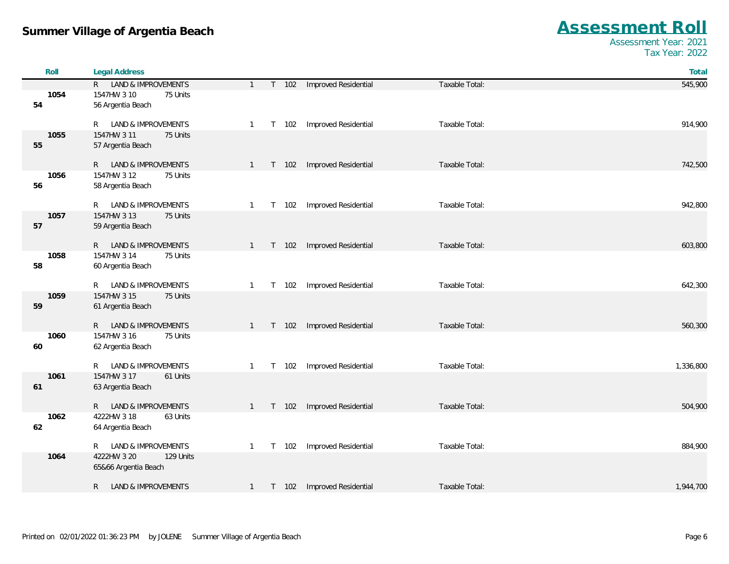| Roll | Legal Address | | | | | | | Total |
|---|---|---|---|---|---|---|---|---|
| | R LAND & IMPROVEMENTS | | 1 | T | 102 | Improved Residential | Taxable Total: | 545,900 |
| **1054** | 1547HW 3 10 | 75 Units | | | | | | |
| **54** | 56 Argentia Beach | | | | | | | |
| | R LAND & IMPROVEMENTS | | 1 | T | 102 | Improved Residential | Taxable Total: | 914,900 |
| **1055** | 1547HW 3 11 | 75 Units | | | | | | |
| **55** | 57 Argentia Beach | | | | | | | |
| | R LAND & IMPROVEMENTS | | 1 | T | 102 | Improved Residential | Taxable Total: | 742,500 |
| **1056** | 1547HW 3 12 | 75 Units | | | | | | |
| **56** | 58 Argentia Beach | | | | | | | |
| | R LAND & IMPROVEMENTS | | 1 | T | 102 | Improved Residential | Taxable Total: | 942,800 |
| **1057** | 1547HW 3 13 | 75 Units | | | | | | |
| **57** | 59 Argentia Beach | | | | | | | |
| | R LAND & IMPROVEMENTS | | 1 | T | 102 | Improved Residential | Taxable Total: | 603,800 |
| **1058** | 1547HW 3 14 | 75 Units | | | | | | |
| **58** | 60 Argentia Beach | | | | | | | |
| | R LAND & IMPROVEMENTS | | 1 | T | 102 | Improved Residential | Taxable Total: | 642,300 |
| **1059** | 1547HW 3 15 | 75 Units | | | | | | |
| **59** | 61 Argentia Beach | | | | | | | |
| | R LAND & IMPROVEMENTS | | 1 | T | 102 | Improved Residential | Taxable Total: | 560,300 |
| **1060** | 1547HW 3 16 | 75 Units | | | | | | |
| **60** | 62 Argentia Beach | | | | | | | |
| | R LAND & IMPROVEMENTS | | 1 | T | 102 | Improved Residential | Taxable Total: | 1,336,800 |
| **1061** | 1547HW 3 17 | 61 Units | | | | | | |
| **61** | 63 Argentia Beach | | | | | | | |
| | R LAND & IMPROVEMENTS | | 1 | T | 102 | Improved Residential | Taxable Total: | 504,900 |
| **1062** | 4222HW 3 18 | 63 Units | | | | | | |
| **62** | 64 Argentia Beach | | | | | | | |
| | R LAND & IMPROVEMENTS | | 1 | T | 102 | Improved Residential | Taxable Total: | 884,900 |
| **1064** | 4222HW 3 20 | 129 Units | | | | | | |
| | 65&66 Argentia Beach | | | | | | | |
| | R LAND & IMPROVEMENTS | | 1 | T | 102 | Improved Residential | Taxable Total: | 1,944,700 |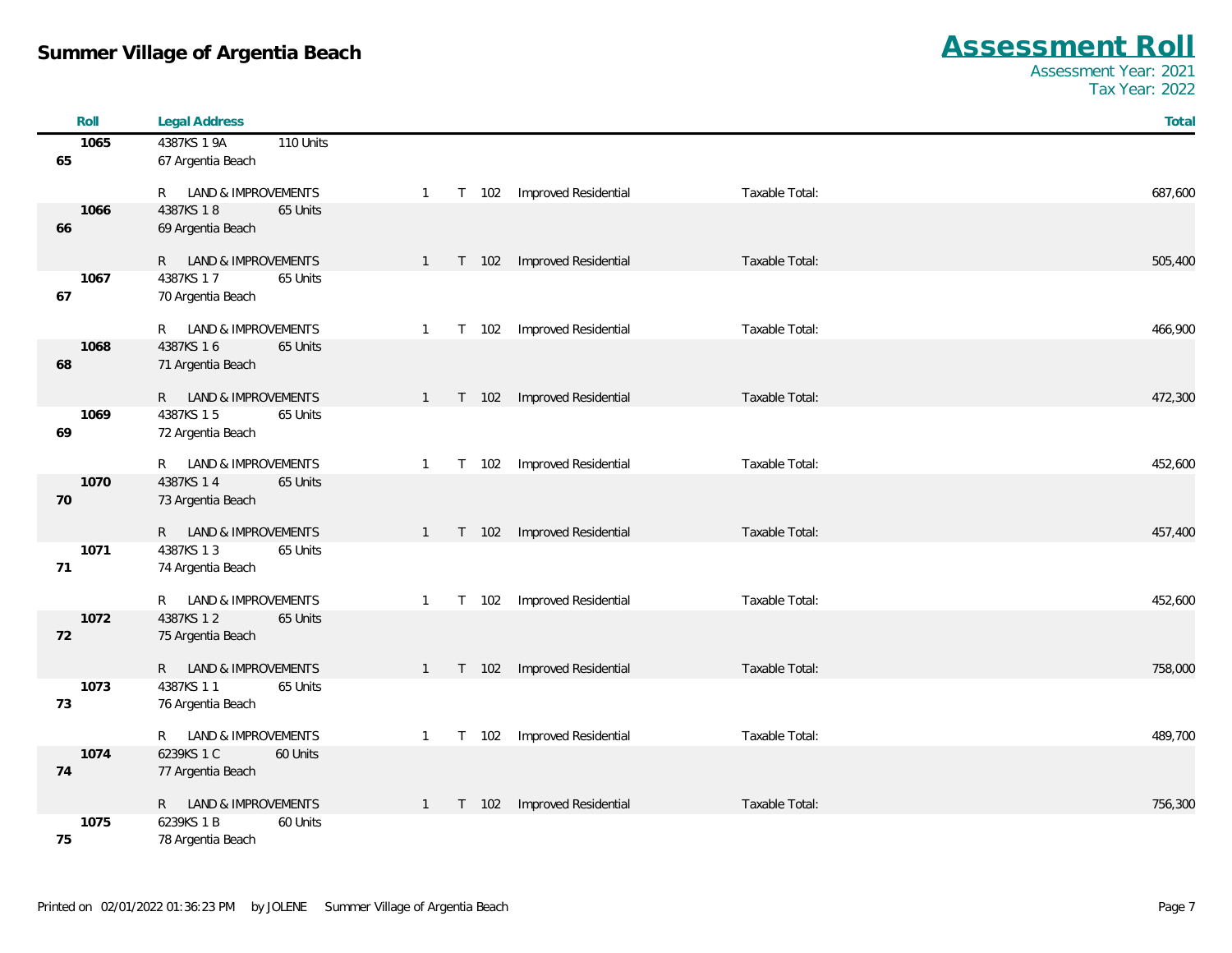# Summer Village of Argentia Beach

## Assessment Roll

Assessment Year: 2021
Tax Year: 2022

| Roll | Legal Address | | | | | | Total |
|---|---|---|---|---|---|---|---|
| 1065 / 65 | 4387KS 1 9A 110 Units<br>67 Argentia Beach | | | | | | |
| | R LAND & IMPROVEMENTS | 1 | T | 102 | Improved Residential | Taxable Total: | 687,600 |
| 1066 / 66 | 4387KS 1 8 65 Units<br>69 Argentia Beach | | | | | | |
| | R LAND & IMPROVEMENTS | 1 | T | 102 | Improved Residential | Taxable Total: | 505,400 |
| 1067 / 67 | 4387KS 1 7 65 Units<br>70 Argentia Beach | | | | | | |
| | R LAND & IMPROVEMENTS | 1 | T | 102 | Improved Residential | Taxable Total: | 466,900 |
| 1068 / 68 | 4387KS 1 6 65 Units<br>71 Argentia Beach | | | | | | |
| | R LAND & IMPROVEMENTS | 1 | T | 102 | Improved Residential | Taxable Total: | 472,300 |
| 1069 / 69 | 4387KS 1 5 65 Units<br>72 Argentia Beach | | | | | | |
| | R LAND & IMPROVEMENTS | 1 | T | 102 | Improved Residential | Taxable Total: | 452,600 |
| 1070 / 70 | 4387KS 1 4 65 Units<br>73 Argentia Beach | | | | | | |
| | R LAND & IMPROVEMENTS | 1 | T | 102 | Improved Residential | Taxable Total: | 457,400 |
| 1071 / 71 | 4387KS 1 3 65 Units<br>74 Argentia Beach | | | | | | |
| | R LAND & IMPROVEMENTS | 1 | T | 102 | Improved Residential | Taxable Total: | 452,600 |
| 1072 / 72 | 4387KS 1 2 65 Units<br>75 Argentia Beach | | | | | | |
| | R LAND & IMPROVEMENTS | 1 | T | 102 | Improved Residential | Taxable Total: | 758,000 |
| 1073 / 73 | 4387KS 1 1 65 Units<br>76 Argentia Beach | | | | | | |
| | R LAND & IMPROVEMENTS | 1 | T | 102 | Improved Residential | Taxable Total: | 489,700 |
| 1074 / 74 | 6239KS 1 C 60 Units<br>77 Argentia Beach | | | | | | |
| | R LAND & IMPROVEMENTS | 1 | T | 102 | Improved Residential | Taxable Total: | 756,300 |
| 1075 / 75 | 6239KS 1 B 60 Units<br>78 Argentia Beach | | | | | | |

Printed on 02/01/2022 01:36:23 PM by JOLENE Summer Village of Argentia Beach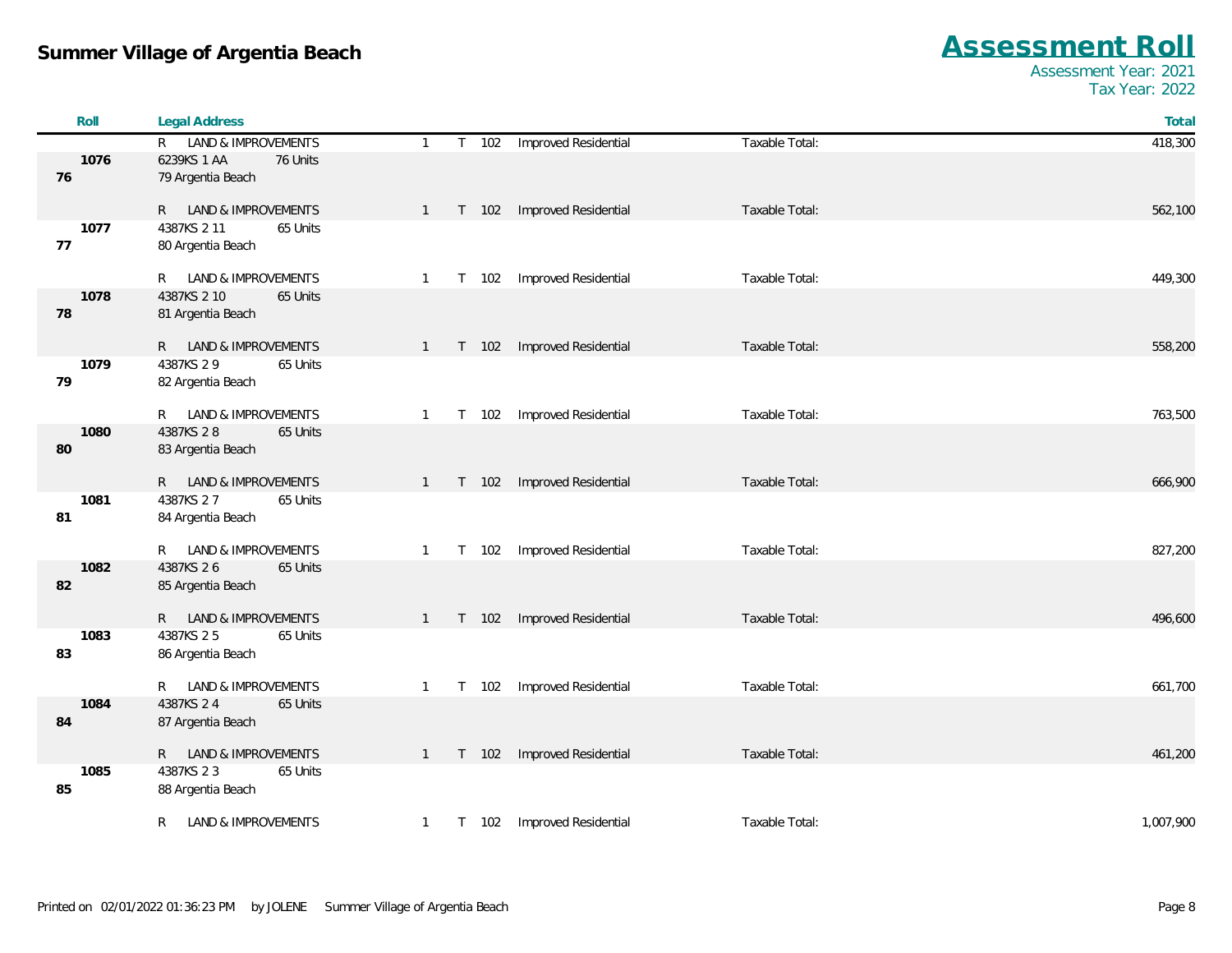# Summer Village of Argentia Beach

## Assessment Roll

Assessment Year: 2021
Tax Year: 2022

| Roll | Legal Address | | | | | | Total |
|---|---|---|---|---|---|---|---|
| | R LAND & IMPROVEMENTS | 1 | T | 102 | Improved Residential | Taxable Total: | 418,300 |
| 1076 / 76 | 6239KS 1 AA 76 Units<br>79 Argentia Beach | | | | | | |
| | R LAND & IMPROVEMENTS | 1 | T | 102 | Improved Residential | Taxable Total: | 562,100 |
| 1077 / 77 | 4387KS 2 11 65 Units<br>80 Argentia Beach | | | | | | |
| | R LAND & IMPROVEMENTS | 1 | T | 102 | Improved Residential | Taxable Total: | 449,300 |
| 1078 / 78 | 4387KS 2 10 65 Units<br>81 Argentia Beach | | | | | | |
| | R LAND & IMPROVEMENTS | 1 | T | 102 | Improved Residential | Taxable Total: | 558,200 |
| 1079 / 79 | 4387KS 2 9 65 Units<br>82 Argentia Beach | | | | | | |
| | R LAND & IMPROVEMENTS | 1 | T | 102 | Improved Residential | Taxable Total: | 763,500 |
| 1080 / 80 | 4387KS 2 8 65 Units<br>83 Argentia Beach | | | | | | |
| | R LAND & IMPROVEMENTS | 1 | T | 102 | Improved Residential | Taxable Total: | 666,900 |
| 1081 / 81 | 4387KS 2 7 65 Units<br>84 Argentia Beach | | | | | | |
| | R LAND & IMPROVEMENTS | 1 | T | 102 | Improved Residential | Taxable Total: | 827,200 |
| 1082 / 82 | 4387KS 2 6 65 Units<br>85 Argentia Beach | | | | | | |
| | R LAND & IMPROVEMENTS | 1 | T | 102 | Improved Residential | Taxable Total: | 496,600 |
| 1083 / 83 | 4387KS 2 5 65 Units<br>86 Argentia Beach | | | | | | |
| | R LAND & IMPROVEMENTS | 1 | T | 102 | Improved Residential | Taxable Total: | 661,700 |
| 1084 / 84 | 4387KS 2 4 65 Units<br>87 Argentia Beach | | | | | | |
| | R LAND & IMPROVEMENTS | 1 | T | 102 | Improved Residential | Taxable Total: | 461,200 |
| 1085 / 85 | 4387KS 2 3 65 Units<br>88 Argentia Beach | | | | | | |
| | R LAND & IMPROVEMENTS | 1 | T | 102 | Improved Residential | Taxable Total: | 1,007,900 |

Printed on 02/01/2022 01:36:23 PM by JOLENE Summer Village of Argentia Beach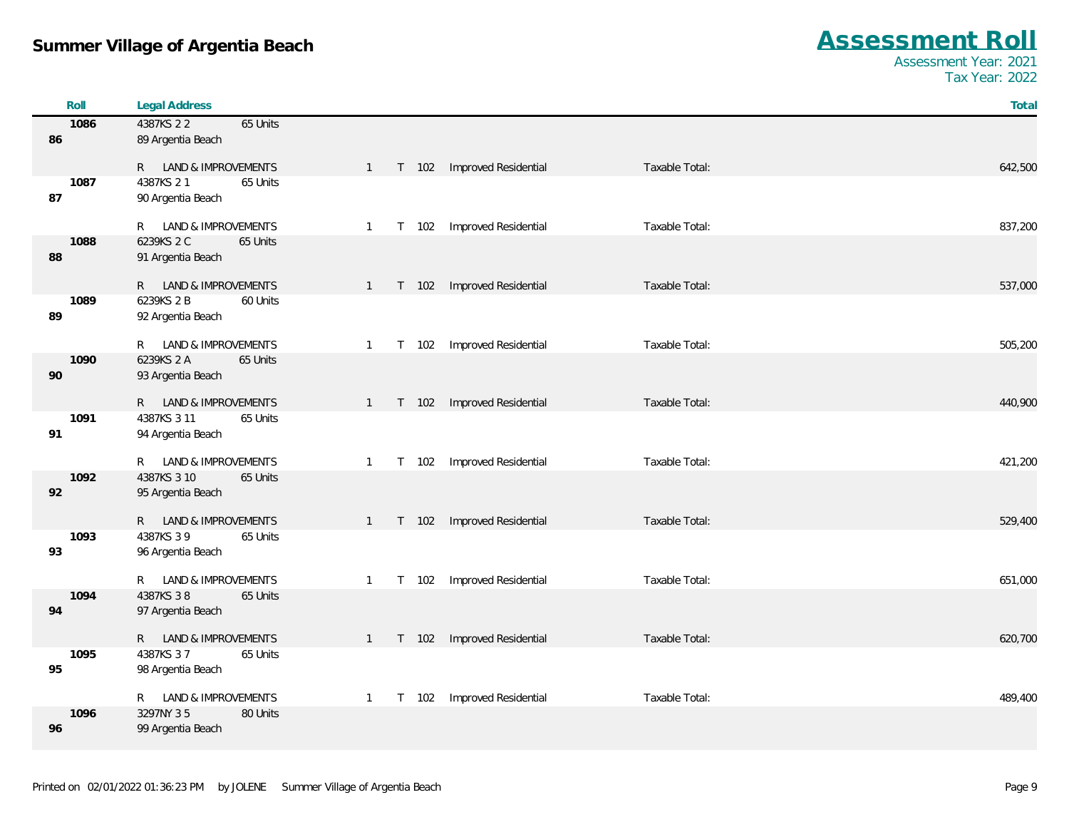# Summer Village of Argentia Beach

## Assessment Roll

Assessment Year: 2021
Tax Year: 2022

| Roll | Legal Address | | | | | | | Total |
|---|---|---|---|---|---|---|---|---|
| 1086 / 86 | 4387KS 2 2 — 65 Units<br>89 Argentia Beach | | | | | | | |
| | R LAND & IMPROVEMENTS | 1 | T | 102 | Improved Residential | Taxable Total: | | 642,500 |
| 1087 / 87 | 4387KS 2 1 — 65 Units<br>90 Argentia Beach | | | | | | | |
| | R LAND & IMPROVEMENTS | 1 | T | 102 | Improved Residential | Taxable Total: | | 837,200 |
| 1088 / 88 | 6239KS 2 C — 65 Units<br>91 Argentia Beach | | | | | | | |
| | R LAND & IMPROVEMENTS | 1 | T | 102 | Improved Residential | Taxable Total: | | 537,000 |
| 1089 / 89 | 6239KS 2 B — 60 Units<br>92 Argentia Beach | | | | | | | |
| | R LAND & IMPROVEMENTS | 1 | T | 102 | Improved Residential | Taxable Total: | | 505,200 |
| 1090 / 90 | 6239KS 2 A — 65 Units<br>93 Argentia Beach | | | | | | | |
| | R LAND & IMPROVEMENTS | 1 | T | 102 | Improved Residential | Taxable Total: | | 440,900 |
| 1091 / 91 | 4387KS 3 11 — 65 Units<br>94 Argentia Beach | | | | | | | |
| | R LAND & IMPROVEMENTS | 1 | T | 102 | Improved Residential | Taxable Total: | | 421,200 |
| 1092 / 92 | 4387KS 3 10 — 65 Units<br>95 Argentia Beach | | | | | | | |
| | R LAND & IMPROVEMENTS | 1 | T | 102 | Improved Residential | Taxable Total: | | 529,400 |
| 1093 / 93 | 4387KS 3 9 — 65 Units<br>96 Argentia Beach | | | | | | | |
| | R LAND & IMPROVEMENTS | 1 | T | 102 | Improved Residential | Taxable Total: | | 651,000 |
| 1094 / 94 | 4387KS 3 8 — 65 Units<br>97 Argentia Beach | | | | | | | |
| | R LAND & IMPROVEMENTS | 1 | T | 102 | Improved Residential | Taxable Total: | | 620,700 |
| 1095 / 95 | 4387KS 3 7 — 65 Units<br>98 Argentia Beach | | | | | | | |
| | R LAND & IMPROVEMENTS | 1 | T | 102 | Improved Residential | Taxable Total: | | 489,400 |
| 1096 / 96 | 3297NY 3 5 — 80 Units<br>99 Argentia Beach | | | | | | | |

Printed on 02/01/2022 01:36:23 PM by JOLENE Summer Village of Argentia Beach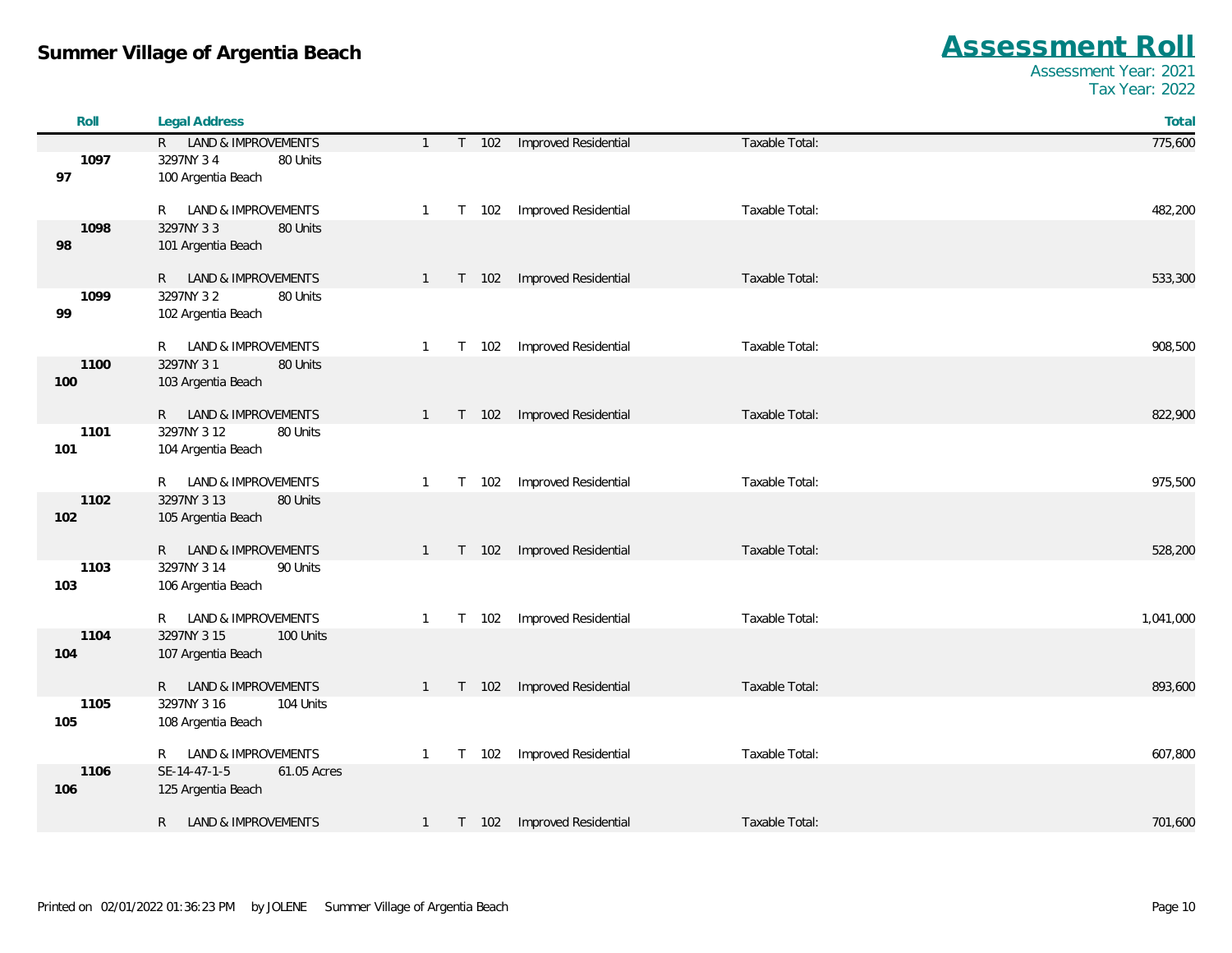# Summer Village of Argentia Beach

## Assessment Roll

Assessment Year: 2021
Tax Year: 2022

| Roll | Legal Address | | | | | | | Total |
|---|---|---|---|---|---|---|---|---|
| | R LAND & IMPROVEMENTS | | 1 | T | 102 | Improved Residential | Taxable Total: | 775,600 |
| 1097 | 3297NY 3 4 | 80 Units | | | | | | |
| 97 | 100 Argentia Beach | | | | | | | |
| | R LAND & IMPROVEMENTS | | 1 | T | 102 | Improved Residential | Taxable Total: | 482,200 |
| 1098 | 3297NY 3 3 | 80 Units | | | | | | |
| 98 | 101 Argentia Beach | | | | | | | |
| | R LAND & IMPROVEMENTS | | 1 | T | 102 | Improved Residential | Taxable Total: | 533,300 |
| 1099 | 3297NY 3 2 | 80 Units | | | | | | |
| 99 | 102 Argentia Beach | | | | | | | |
| | R LAND & IMPROVEMENTS | | 1 | T | 102 | Improved Residential | Taxable Total: | 908,500 |
| 1100 | 3297NY 3 1 | 80 Units | | | | | | |
| 100 | 103 Argentia Beach | | | | | | | |
| | R LAND & IMPROVEMENTS | | 1 | T | 102 | Improved Residential | Taxable Total: | 822,900 |
| 1101 | 3297NY 3 12 | 80 Units | | | | | | |
| 101 | 104 Argentia Beach | | | | | | | |
| | R LAND & IMPROVEMENTS | | 1 | T | 102 | Improved Residential | Taxable Total: | 975,500 |
| 1102 | 3297NY 3 13 | 80 Units | | | | | | |
| 102 | 105 Argentia Beach | | | | | | | |
| | R LAND & IMPROVEMENTS | | 1 | T | 102 | Improved Residential | Taxable Total: | 528,200 |
| 1103 | 3297NY 3 14 | 90 Units | | | | | | |
| 103 | 106 Argentia Beach | | | | | | | |
| | R LAND & IMPROVEMENTS | | 1 | T | 102 | Improved Residential | Taxable Total: | 1,041,000 |
| 1104 | 3297NY 3 15 | 100 Units | | | | | | |
| 104 | 107 Argentia Beach | | | | | | | |
| | R LAND & IMPROVEMENTS | | 1 | T | 102 | Improved Residential | Taxable Total: | 893,600 |
| 1105 | 3297NY 3 16 | 104 Units | | | | | | |
| 105 | 108 Argentia Beach | | | | | | | |
| | R LAND & IMPROVEMENTS | | 1 | T | 102 | Improved Residential | Taxable Total: | 607,800 |
| 1106 | SE-14-47-1-5 | 61.05 Acres | | | | | | |
| 106 | 125 Argentia Beach | | | | | | | |
| | R LAND & IMPROVEMENTS | | 1 | T | 102 | Improved Residential | Taxable Total: | 701,600 |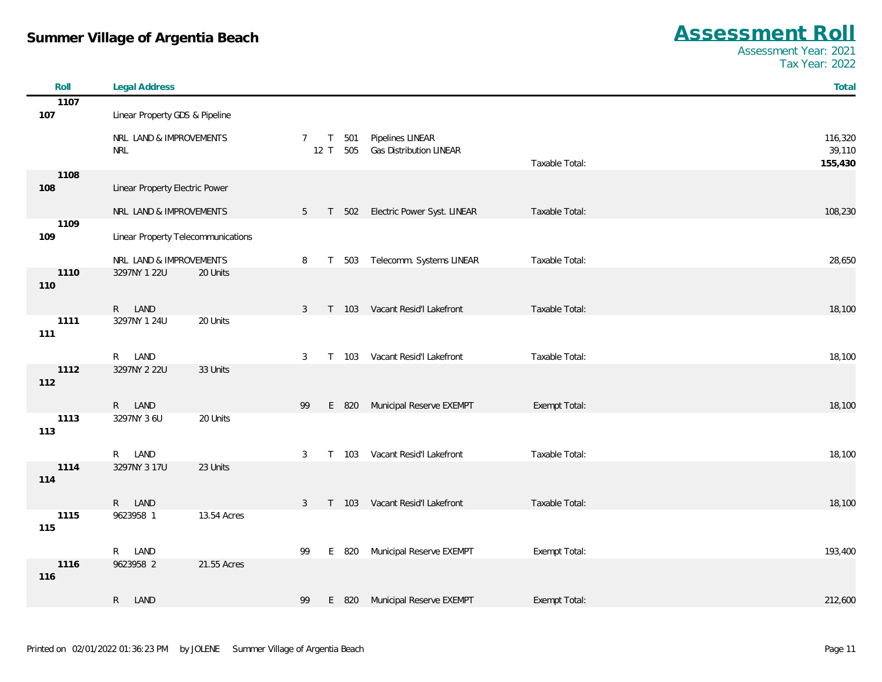# Summer Village of Argentia Beach

## Assessment Roll

Assessment Year: 2021
Tax Year: 2022

| Roll | Legal Address | | | | | | | | Total |
|---|---|---|---|---|---|---|---|---|---|
| 1107 / 107 | Linear Property GDS & Pipeline | | | | | | | | |
| | NRL LAND & IMPROVEMENTS | | 7 | T | 501 | Pipelines LINEAR | | | 116,320 |
| | NRL | | 12 | T | 505 | Gas Distribution LINEAR | | | 39,110 |
| | | | | | | | Taxable Total: | | **155,430** |
| 1108 / 108 | Linear Property Electric Power | | | | | | | | |
| | NRL LAND & IMPROVEMENTS | | 5 | T | 502 | Electric Power Syst. LINEAR | Taxable Total: | | 108,230 |
| 1109 / 109 | Linear Property Telecommunications | | | | | | | | |
| | NRL LAND & IMPROVEMENTS | | 8 | T | 503 | Telecomm. Systems LINEAR | Taxable Total: | | 28,650 |
| 1110 / 110 | 3297NY 1 22U | 20 Units | | | | | | | |
| | R LAND | | 3 | T | 103 | Vacant Resid'l Lakefront | Taxable Total: | | 18,100 |
| 1111 / 111 | 3297NY 1 24U | 20 Units | | | | | | | |
| | R LAND | | 3 | T | 103 | Vacant Resid'l Lakefront | Taxable Total: | | 18,100 |
| 1112 / 112 | 3297NY 2 22U | 33 Units | | | | | | | |
| | R LAND | | 99 | E | 820 | Municipal Reserve EXEMPT | Exempt Total: | | 18,100 |
| 1113 / 113 | 3297NY 3 6U | 20 Units | | | | | | | |
| | R LAND | | 3 | T | 103 | Vacant Resid'l Lakefront | Taxable Total: | | 18,100 |
| 1114 / 114 | 3297NY 3 17U | 23 Units | | | | | | | |
| | R LAND | | 3 | T | 103 | Vacant Resid'l Lakefront | Taxable Total: | | 18,100 |
| 1115 / 115 | 9623958 1 | 13.54 Acres | | | | | | | |
| | R LAND | | 99 | E | 820 | Municipal Reserve EXEMPT | Exempt Total: | | 193,400 |
| 1116 / 116 | 9623958 2 | 21.55 Acres | | | | | | | |
| | R LAND | | 99 | E | 820 | Municipal Reserve EXEMPT | Exempt Total: | | 212,600 |

Printed on 02/01/2022 01:36:23 PM by JOLENE Summer Village of Argentia Beach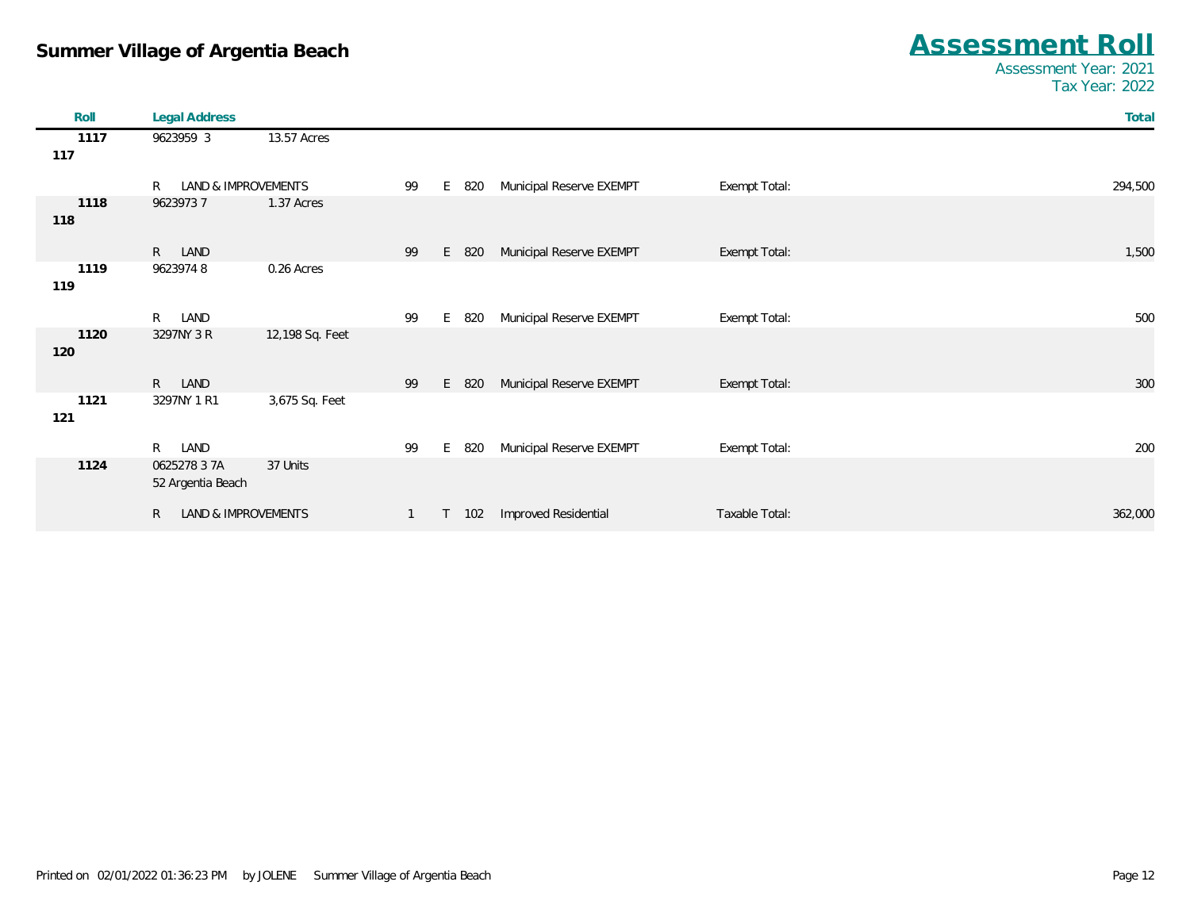# Summer Village of Argentia Beach

## Assessment Roll

Assessment Year: 2021
Tax Year: 2022

| Roll | Legal Address | | | | | | | | Total |
|---|---|---|---|---|---|---|---|---|---|
| 1117 | 9623959 3 | 13.57 Acres | | | | | | | |
| 117 | | | | | | | | | |
| | R LAND & IMPROVEMENTS | | 99 | E | 820 | Municipal Reserve EXEMPT | Exempt Total: | | 294,500 |
| 1118 | 9623973 7 | 1.37 Acres | | | | | | | |
| 118 | | | | | | | | | |
| | R LAND | | 99 | E | 820 | Municipal Reserve EXEMPT | Exempt Total: | | 1,500 |
| 1119 | 9623974 8 | 0.26 Acres | | | | | | | |
| 119 | | | | | | | | | |
| | R LAND | | 99 | E | 820 | Municipal Reserve EXEMPT | Exempt Total: | | 500 |
| 1120 | 3297NY 3 R | 12,198 Sq. Feet | | | | | | | |
| 120 | | | | | | | | | |
| | R LAND | | 99 | E | 820 | Municipal Reserve EXEMPT | Exempt Total: | | 300 |
| 1121 | 3297NY 1 R1 | 3,675 Sq. Feet | | | | | | | |
| 121 | | | | | | | | | |
| | R LAND | | 99 | E | 820 | Municipal Reserve EXEMPT | Exempt Total: | | 200 |
| 1124 | 0625278 3 7A | 37 Units | | | | | | | |
| | 52 Argentia Beach | | | | | | | | |
| | R LAND & IMPROVEMENTS | | 1 | T | 102 | Improved Residential | Taxable Total: | | 362,000 |

Printed on 02/01/2022 01:36:23 PM by JOLENE Summer Village of Argentia Beach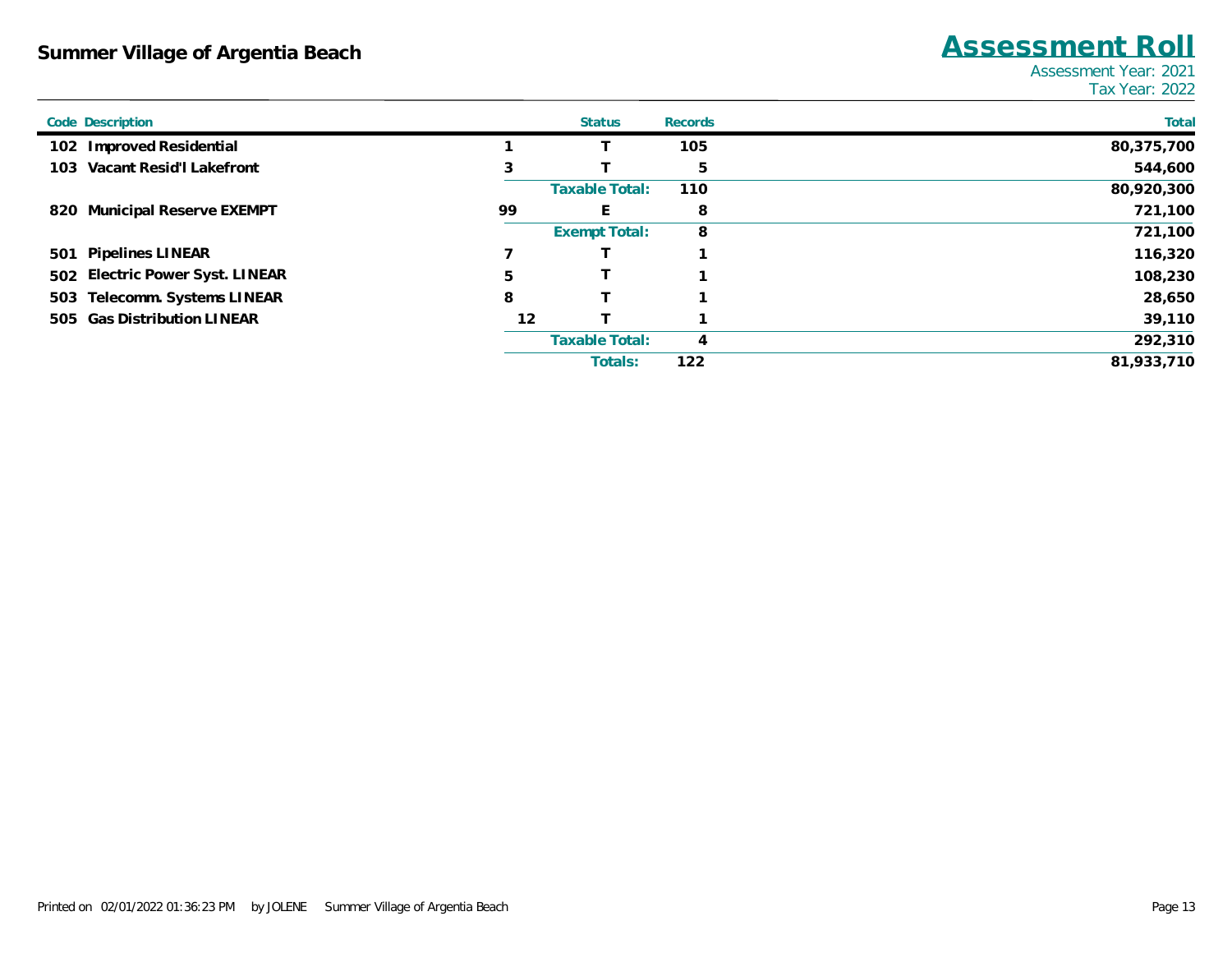# Summer Village of Argentia Beach

## Assessment Roll

Assessment Year: 2021
Tax Year: 2022

| Code | Description | | Status | Records | Total |
|---|---|---|---|---|---|
| 102 | Improved Residential | 1 | T | 105 | 80,375,700 |
| 103 | Vacant Resid'l Lakefront | 3 | T | 5 | 544,600 |
| | | | Taxable Total: | 110 | 80,920,300 |
| 820 | Municipal Reserve EXEMPT | 99 | E | 8 | 721,100 |
| | | | Exempt Total: | 8 | 721,100 |
| 501 | Pipelines LINEAR | 7 | T | 1 | 116,320 |
| 502 | Electric Power Syst. LINEAR | 5 | T | 1 | 108,230 |
| 503 | Telecomm. Systems LINEAR | 8 | T | 1 | 28,650 |
| 505 | Gas Distribution LINEAR | 12 | T | 1 | 39,110 |
| | | | Taxable Total: | 4 | 292,310 |
| | | | Totals: | 122 | 81,933,710 |

Printed on 02/01/2022 01:36:23 PM by JOLENE Summer Village of Argentia Beach